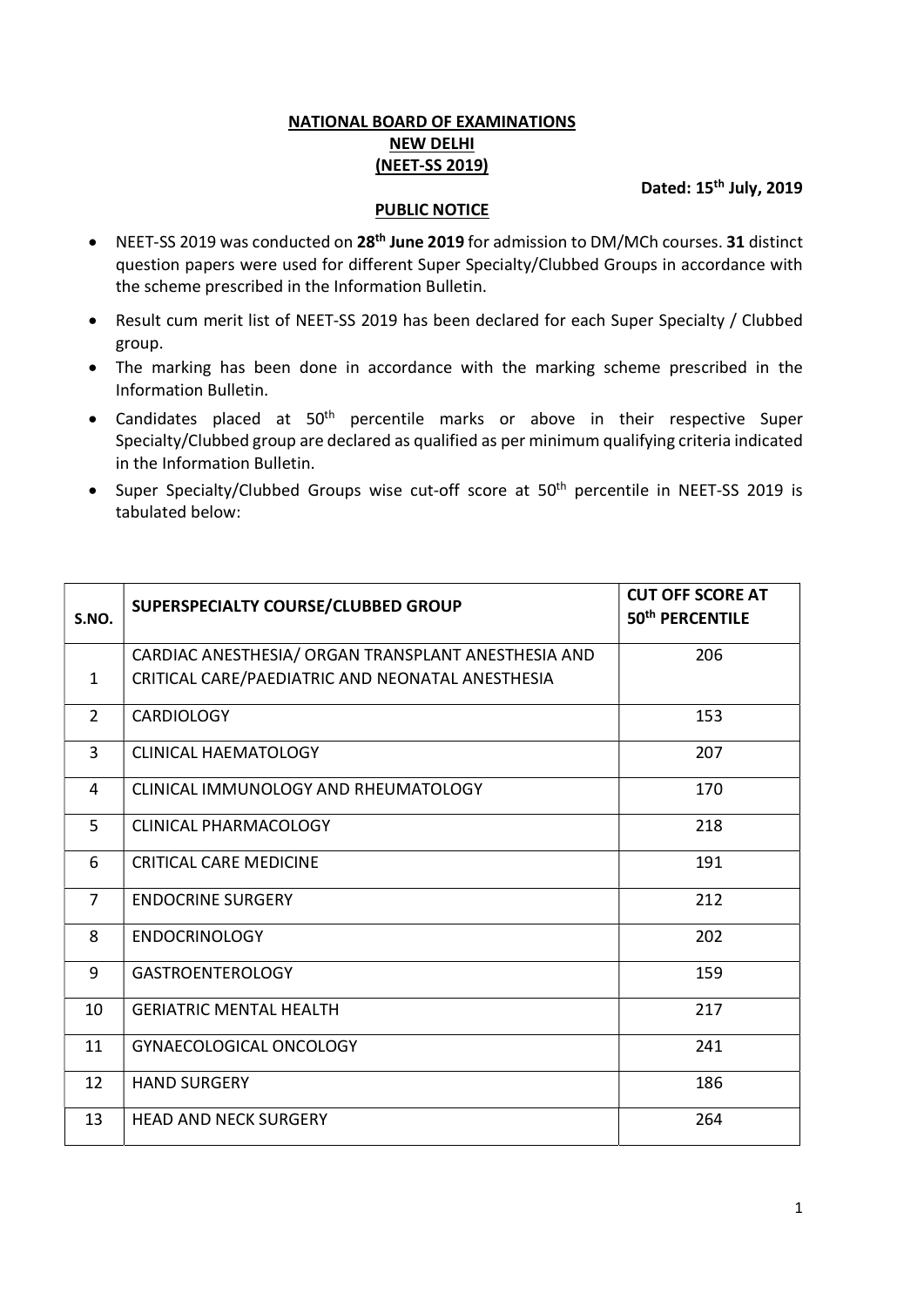**NATIONAL BOARD OF EXAMINATIONS**
**NEW DELHI**
**(NEET-SS 2019)**

**Dated: 15th July, 2019**

**PUBLIC NOTICE**

- NEET-SS 2019 was conducted on **28th June 2019** for admission to DM/MCh courses. **31** distinct question papers were used for different Super Specialty/Clubbed Groups in accordance with the scheme prescribed in the Information Bulletin.
- Result cum merit list of NEET-SS 2019 has been declared for each Super Specialty / Clubbed group.
- The marking has been done in accordance with the marking scheme prescribed in the Information Bulletin.
- Candidates placed at 50th percentile marks or above in their respective Super Specialty/Clubbed group are declared as qualified as per minimum qualifying criteria indicated in the Information Bulletin.
- Super Specialty/Clubbed Groups wise cut-off score at 50th percentile in NEET-SS 2019 is tabulated below:

| S.NO. | SUPERSPECIALTY COURSE/CLUBBED GROUP | CUT OFF SCORE AT 50th PERCENTILE |
|---|---|---|
| 1 | CARDIAC ANESTHESIA/ ORGAN TRANSPLANT ANESTHESIA AND CRITICAL CARE/PAEDIATRIC AND NEONATAL ANESTHESIA | 206 |
| 2 | CARDIOLOGY | 153 |
| 3 | CLINICAL HAEMATOLOGY | 207 |
| 4 | CLINICAL IMMUNOLOGY AND RHEUMATOLOGY | 170 |
| 5 | CLINICAL PHARMACOLOGY | 218 |
| 6 | CRITICAL CARE MEDICINE | 191 |
| 7 | ENDOCRINE SURGERY | 212 |
| 8 | ENDOCRINOLOGY | 202 |
| 9 | GASTROENTEROLOGY | 159 |
| 10 | GERIATRIC MENTAL HEALTH | 217 |
| 11 | GYNAECOLOGICAL ONCOLOGY | 241 |
| 12 | HAND SURGERY | 186 |
| 13 | HEAD AND NECK SURGERY | 264 |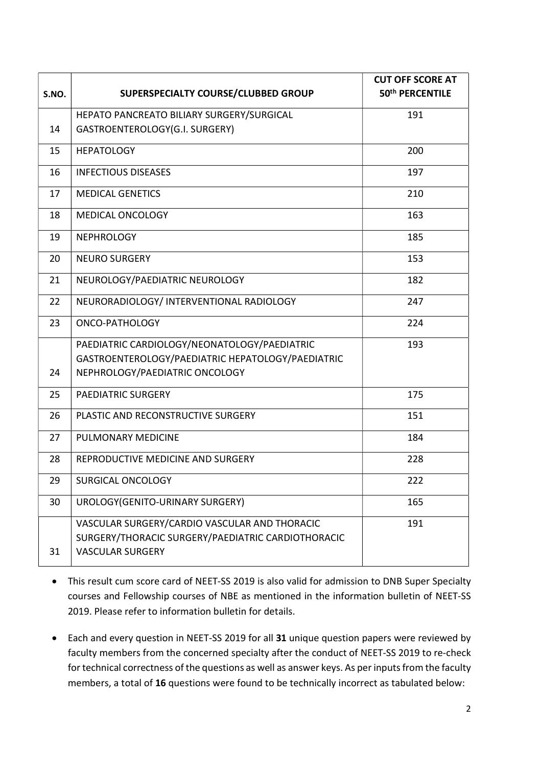| S.NO. | SUPERSPECIALTY COURSE/CLUBBED GROUP | CUT OFF SCORE AT 50th PERCENTILE |
|---|---|---|
| 14 | HEPATO PANCREATO BILIARY SURGERY/SURGICAL GASTROENTEROLOGY(G.I. SURGERY) | 191 |
| 15 | HEPATOLOGY | 200 |
| 16 | INFECTIOUS DISEASES | 197 |
| 17 | MEDICAL GENETICS | 210 |
| 18 | MEDICAL ONCOLOGY | 163 |
| 19 | NEPHROLOGY | 185 |
| 20 | NEURO SURGERY | 153 |
| 21 | NEUROLOGY/PAEDIATRIC NEUROLOGY | 182 |
| 22 | NEURORADIOLOGY/ INTERVENTIONAL RADIOLOGY | 247 |
| 23 | ONCO-PATHOLOGY | 224 |
| 24 | PAEDIATRIC CARDIOLOGY/NEONATOLOGY/PAEDIATRIC GASTROENTEROLOGY/PAEDIATRIC HEPATOLOGY/PAEDIATRIC NEPHROLOGY/PAEDIATRIC ONCOLOGY | 193 |
| 25 | PAEDIATRIC SURGERY | 175 |
| 26 | PLASTIC AND RECONSTRUCTIVE SURGERY | 151 |
| 27 | PULMONARY MEDICINE | 184 |
| 28 | REPRODUCTIVE MEDICINE AND SURGERY | 228 |
| 29 | SURGICAL ONCOLOGY | 222 |
| 30 | UROLOGY(GENITO-URINARY SURGERY) | 165 |
| 31 | VASCULAR SURGERY/CARDIO VASCULAR AND THORACIC SURGERY/THORACIC SURGERY/PAEDIATRIC CARDIOTHORACIC VASCULAR SURGERY | 191 |

- This result cum score card of NEET-SS 2019 is also valid for admission to DNB Super Specialty courses and Fellowship courses of NBE as mentioned in the information bulletin of NEET-SS 2019. Please refer to information bulletin for details.

- Each and every question in NEET-SS 2019 for all **31** unique question papers were reviewed by faculty members from the concerned specialty after the conduct of NEET-SS 2019 to re-check for technical correctness of the questions as well as answer keys. As per inputs from the faculty members, a total of **16** questions were found to be technically incorrect as tabulated below: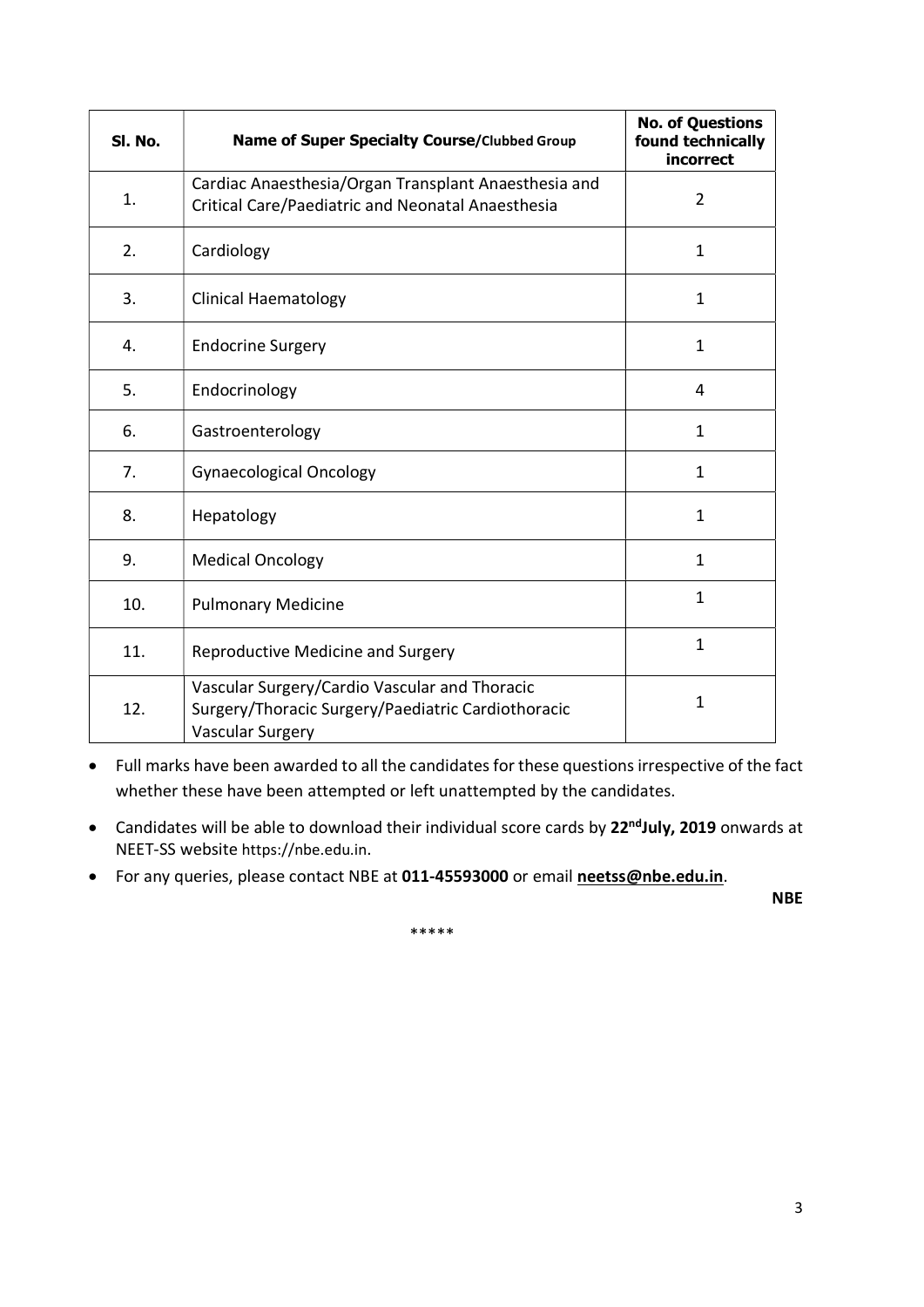| Sl. No. | Name of Super Specialty Course/Clubbed Group | No. of Questions found technically incorrect |
|---|---|---|
| 1. | Cardiac Anaesthesia/Organ Transplant Anaesthesia and Critical Care/Paediatric and Neonatal Anaesthesia | 2 |
| 2. | Cardiology | 1 |
| 3. | Clinical Haematology | 1 |
| 4. | Endocrine Surgery | 1 |
| 5. | Endocrinology | 4 |
| 6. | Gastroenterology | 1 |
| 7. | Gynaecological Oncology | 1 |
| 8. | Hepatology | 1 |
| 9. | Medical Oncology | 1 |
| 10. | Pulmonary Medicine | 1 |
| 11. | Reproductive Medicine and Surgery | 1 |
| 12. | Vascular Surgery/Cardio Vascular and Thoracic Surgery/Thoracic Surgery/Paediatric Cardiothoracic Vascular Surgery | 1 |

- Full marks have been awarded to all the candidates for these questions irrespective of the fact whether these have been attempted or left unattempted by the candidates.
- Candidates will be able to download their individual score cards by **22nd July, 2019** onwards at NEET-SS website https://nbe.edu.in.
- For any queries, please contact NBE at **011-45593000** or email **neetss@nbe.edu.in**.

**NBE**

\*\*\*\*\*